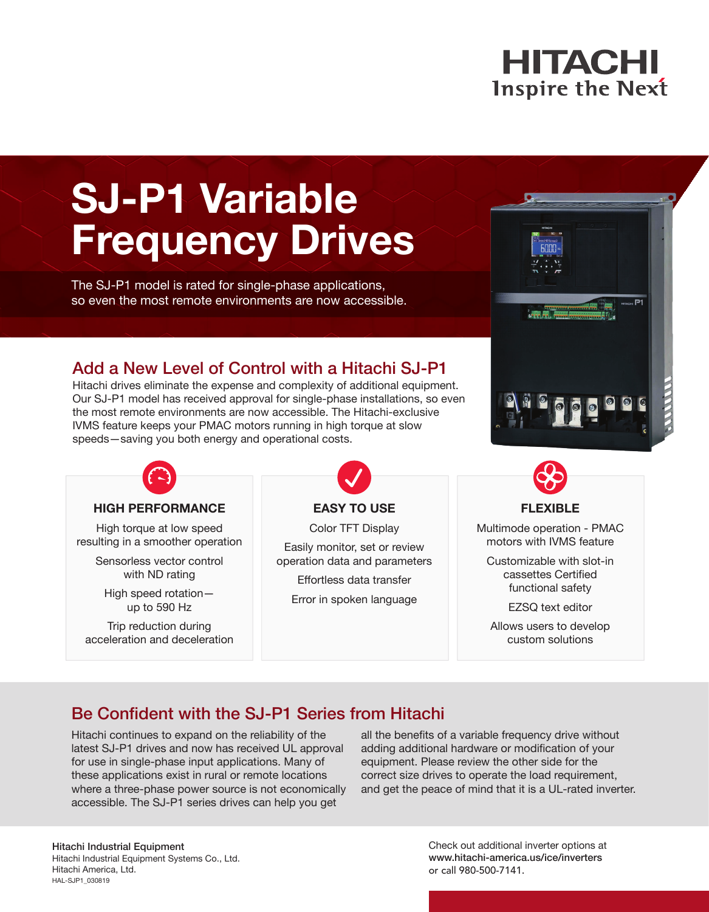HITACHI
Inspire the Next

# SJ-P1 Variable Frequency Drives

The SJ-P1 model is rated for single-phase applications, so even the most remote environments are now accessible.

## Add a New Level of Control with a Hitachi SJ-P1

Hitachi drives eliminate the expense and complexity of additional equipment. Our SJ-P1 model has received approval for single-phase installations, so even the most remote environments are now accessible. The Hitachi-exclusive IVMS feature keeps your PMAC motors running in high torque at slow speeds—saving you both energy and operational costs.

### HIGH PERFORMANCE

High torque at low speed resulting in a smoother operation

Sensorless vector control with ND rating

High speed rotation—up to 590 Hz

Trip reduction during acceleration and deceleration

### EASY TO USE

Color TFT Display

Easily monitor, set or review operation data and parameters

Effortless data transfer

Error in spoken language

### FLEXIBLE

Multimode operation - PMAC motors with IVMS feature

Customizable with slot-in cassettes Certified functional safety

EZSQ text editor

Allows users to develop custom solutions

## Be Confident with the SJ-P1 Series from Hitachi

Hitachi continues to expand on the reliability of the latest SJ-P1 drives and now has received UL approval for use in single-phase input applications. Many of these applications exist in rural or remote locations where a three-phase power source is not economically accessible. The SJ-P1 series drives can help you get all the benefits of a variable frequency drive without adding additional hardware or modification of your equipment. Please review the other side for the correct size drives to operate the load requirement, and get the peace of mind that it is a UL-rated inverter.

**Hitachi Industrial Equipment**
Hitachi Industrial Equipment Systems Co., Ltd.
Hitachi America, Ltd.
HAL-SJP1_030819

Check out additional inverter options at **www.hitachi-america.us/ice/inverters** or call 980-500-7141.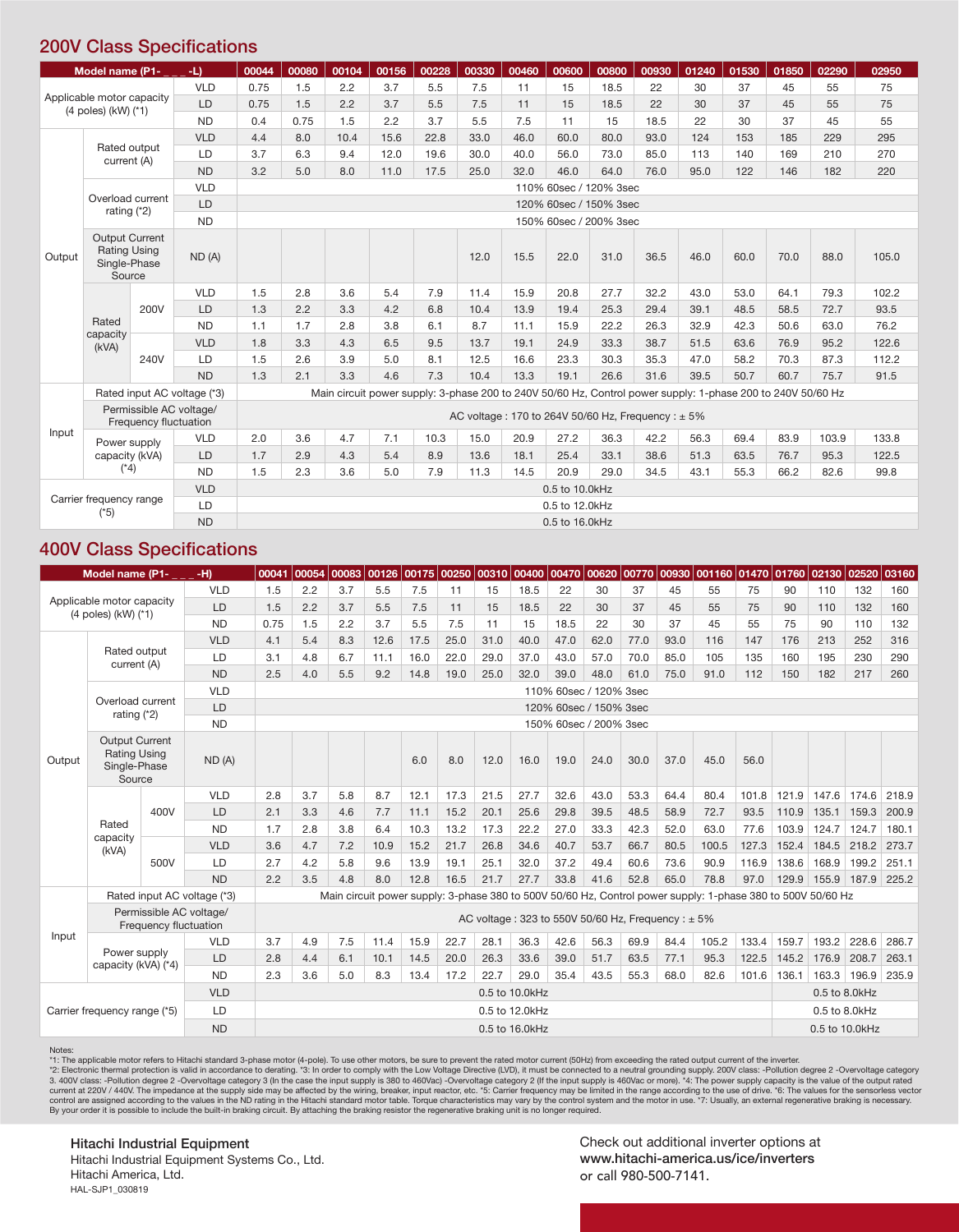## 200V Class Specifications

| Model name (P1- _ _ _ -L) | | | 00044 | 00080 | 00104 | 00156 | 00228 | 00330 | 00460 | 00600 | 00800 | 00930 | 01240 | 01530 | 01850 | 02290 | 02950 |
|---|---|---|---|---|---|---|---|---|---|---|---|---|---|---|---|---|---|
| Applicable motor capacity (4 poles) (kW) (*1) | | VLD | 0.75 | 1.5 | 2.2 | 3.7 | 5.5 | 7.5 | 11 | 15 | 18.5 | 22 | 30 | 37 | 45 | 55 | 75 |
| | | LD | 0.75 | 1.5 | 2.2 | 3.7 | 5.5 | 7.5 | 11 | 15 | 18.5 | 22 | 30 | 37 | 45 | 55 | 75 |
| | | ND | 0.4 | 0.75 | 1.5 | 2.2 | 3.7 | 5.5 | 7.5 | 11 | 15 | 18.5 | 22 | 30 | 37 | 45 | 55 |
| Output | Rated output current (A) | VLD | 4.4 | 8.0 | 10.4 | 15.6 | 22.8 | 33.0 | 46.0 | 60.0 | 80.0 | 93.0 | 124 | 153 | 185 | 229 | 295 |
| | | LD | 3.7 | 6.3 | 9.4 | 12.0 | 19.6 | 30.0 | 40.0 | 56.0 | 73.0 | 85.0 | 113 | 140 | 169 | 210 | 270 |
| | | ND | 3.2 | 5.0 | 8.0 | 11.0 | 17.5 | 25.0 | 32.0 | 46.0 | 64.0 | 76.0 | 95.0 | 122 | 146 | 182 | 220 |
| | Overload current rating (*2) | VLD | 110% 60sec / 120% 3sec | | | | | | | | | | | | | | |
| | | LD | 120% 60sec / 150% 3sec | | | | | | | | | | | | | | |
| | | ND | 150% 60sec / 200% 3sec | | | | | | | | | | | | | | |
| | Output Current Rating Using Single-Phase Source | ND (A) | | | | | | 12.0 | 15.5 | 22.0 | 31.0 | 36.5 | 46.0 | 60.0 | 70.0 | 88.0 | 105.0 |
| | Rated capacity (kVA) 200V | VLD | 1.5 | 2.8 | 3.6 | 5.4 | 7.9 | 11.4 | 15.9 | 20.8 | 27.7 | 32.2 | 43.0 | 53.0 | 64.1 | 79.3 | 102.2 |
| | | LD | 1.3 | 2.2 | 3.3 | 4.2 | 6.8 | 10.4 | 13.9 | 19.4 | 25.3 | 29.4 | 39.1 | 48.5 | 58.5 | 72.7 | 93.5 |
| | | ND | 1.1 | 1.7 | 2.8 | 3.8 | 6.1 | 8.7 | 11.1 | 15.9 | 22.2 | 26.3 | 32.9 | 42.3 | 50.6 | 63.0 | 76.2 |
| | Rated capacity (kVA) 240V | VLD | 1.8 | 3.3 | 4.3 | 6.5 | 9.5 | 13.7 | 19.1 | 24.9 | 33.3 | 38.7 | 51.5 | 63.6 | 76.9 | 95.2 | 122.6 |
| | | LD | 1.5 | 2.6 | 3.9 | 5.0 | 8.1 | 12.5 | 16.6 | 23.3 | 30.3 | 35.3 | 47.0 | 58.2 | 70.3 | 87.3 | 112.2 |
| | | ND | 1.3 | 2.1 | 3.3 | 4.6 | 7.3 | 10.4 | 13.3 | 19.1 | 26.6 | 31.6 | 39.5 | 50.7 | 60.7 | 75.7 | 91.5 |
| Input | Rated input AC voltage (*3) | | Main circuit power supply: 3-phase 200 to 240V 50/60 Hz, Control power supply: 1-phase 200 to 240V 50/60 Hz | | | | | | | | | | | | | | |
| | Permissible AC voltage/ Frequency fluctuation | | AC voltage : 170 to 264V 50/60 Hz, Frequency : ± 5% | | | | | | | | | | | | | | |
| | Power supply capacity (kVA) (*4) | VLD | 2.0 | 3.6 | 4.7 | 7.1 | 10.3 | 15.0 | 20.9 | 27.2 | 36.3 | 42.2 | 56.3 | 69.4 | 83.9 | 103.9 | 133.8 |
| | | LD | 1.7 | 2.9 | 4.3 | 5.4 | 8.9 | 13.6 | 18.1 | 25.4 | 33.1 | 38.6 | 51.3 | 63.5 | 76.7 | 95.3 | 122.5 |
| | | ND | 1.5 | 2.3 | 3.6 | 5.0 | 7.9 | 11.3 | 14.5 | 20.9 | 29.0 | 34.5 | 43.1 | 55.3 | 66.2 | 82.6 | 99.8 |
| Carrier frequency range (*5) | | VLD | 0.5 to 10.0kHz | | | | | | | | | | | | | | |
| | | LD | 0.5 to 12.0kHz | | | | | | | | | | | | | | |
| | | ND | 0.5 to 16.0kHz | | | | | | | | | | | | | | |

## 400V Class Specifications

| Model name (P1- _ _ _ -H) | | | 00041 | 00054 | 00083 | 00126 | 00175 | 00250 | 00310 | 00400 | 00470 | 00620 | 00770 | 00930 | 001160 | 01470 | 01760 | 02130 | 02520 | 03160 |
|---|---|---|---|---|---|---|---|---|---|---|---|---|---|---|---|---|---|---|---|---|
| Applicable motor capacity (4 poles) (kW) (*1) | | VLD | 1.5 | 2.2 | 3.7 | 5.5 | 7.5 | 11 | 15 | 18.5 | 22 | 30 | 37 | 45 | 55 | 75 | 90 | 110 | 132 | 160 |
| | | LD | 1.5 | 2.2 | 3.7 | 5.5 | 7.5 | 11 | 15 | 18.5 | 22 | 30 | 37 | 45 | 55 | 75 | 90 | 110 | 132 | 160 |
| | | ND | 0.75 | 1.5 | 2.2 | 3.7 | 5.5 | 7.5 | 11 | 15 | 18.5 | 22 | 30 | 37 | 45 | 55 | 75 | 90 | 110 | 132 |
| Output | Rated output current (A) | VLD | 4.1 | 5.4 | 8.3 | 12.6 | 17.5 | 25.0 | 31.0 | 40.0 | 47.0 | 62.0 | 77.0 | 93.0 | 116 | 147 | 176 | 213 | 252 | 316 |
| | | LD | 3.1 | 4.8 | 6.7 | 11.1 | 16.0 | 22.0 | 29.0 | 37.0 | 43.0 | 57.0 | 70.0 | 85.0 | 105 | 135 | 160 | 195 | 230 | 290 |
| | | ND | 2.5 | 4.0 | 5.5 | 9.2 | 14.8 | 19.0 | 25.0 | 32.0 | 39.0 | 48.0 | 61.0 | 75.0 | 91.0 | 112 | 150 | 182 | 217 | 260 |
| | Overload current rating (*2) | VLD | 110% 60sec / 120% 3sec | | | | | | | | | | | | | | | | | |
| | | LD | 120% 60sec / 150% 3sec | | | | | | | | | | | | | | | | | |
| | | ND | 150% 60sec / 200% 3sec | | | | | | | | | | | | | | | | | |
| | Output Current Rating Using Single-Phase Source | ND (A) | | | | | 6.0 | 8.0 | 12.0 | 16.0 | 19.0 | 24.0 | 30.0 | 37.0 | 45.0 | 56.0 | | | | |
| | Rated capacity (kVA) 400V | VLD | 2.8 | 3.7 | 5.8 | 8.7 | 12.1 | 17.3 | 21.5 | 27.7 | 32.6 | 43.0 | 53.3 | 64.4 | 80.4 | 101.8 | 121.9 | 147.6 | 174.6 | 218.9 |
| | | LD | 2.1 | 3.3 | 4.6 | 7.7 | 11.1 | 15.2 | 20.1 | 25.6 | 29.8 | 39.5 | 48.5 | 58.9 | 72.7 | 93.5 | 110.9 | 135.1 | 159.3 | 200.9 |
| | | ND | 1.7 | 2.8 | 3.8 | 6.4 | 10.3 | 13.2 | 17.3 | 22.2 | 27.0 | 33.3 | 42.3 | 52.0 | 63.0 | 77.6 | 103.9 | 124.7 | 124.7 | 180.1 |
| | Rated capacity (kVA) 500V | VLD | 3.6 | 4.7 | 7.2 | 10.9 | 15.2 | 21.7 | 26.8 | 34.6 | 40.7 | 53.7 | 66.7 | 80.5 | 100.5 | 127.3 | 152.4 | 184.5 | 218.2 | 273.7 |
| | | LD | 2.7 | 4.2 | 5.8 | 9.6 | 13.9 | 19.1 | 25.1 | 32.0 | 37.2 | 49.4 | 60.6 | 73.6 | 90.9 | 116.9 | 138.6 | 168.9 | 199.2 | 251.1 |
| | | ND | 2.2 | 3.5 | 4.8 | 8.0 | 12.8 | 16.5 | 21.7 | 27.7 | 33.8 | 41.6 | 52.8 | 65.0 | 78.8 | 97.0 | 129.9 | 155.9 | 187.9 | 225.2 |
| Input | Rated input AC voltage (*3) | | Main circuit power supply: 3-phase 380 to 500V 50/60 Hz, Control power supply: 1-phase 380 to 500V 50/60 Hz | | | | | | | | | | | | | | | | | |
| | Permissible AC voltage/ Frequency fluctuation | | AC voltage : 323 to 550V 50/60 Hz, Frequency : ± 5% | | | | | | | | | | | | | | | | | |
| | Power supply capacity (kVA) (*4) | VLD | 3.7 | 4.9 | 7.5 | 11.4 | 15.9 | 22.7 | 28.1 | 36.3 | 42.6 | 56.3 | 69.9 | 84.4 | 105.2 | 133.4 | 159.7 | 193.2 | 228.6 | 286.7 |
| | | LD | 2.8 | 4.4 | 6.1 | 10.1 | 14.5 | 20.0 | 26.3 | 33.6 | 39.0 | 51.7 | 63.5 | 77.1 | 95.3 | 122.5 | 145.2 | 176.9 | 208.7 | 263.1 |
| | | ND | 2.3 | 3.6 | 5.0 | 8.3 | 13.4 | 17.2 | 22.7 | 29.0 | 35.4 | 43.5 | 55.3 | 68.0 | 82.6 | 101.6 | 136.1 | 163.3 | 196.9 | 235.9 |
| Carrier frequency range (*5) | | VLD | 0.5 to 10.0kHz | | | | | | | | | | | | | | 0.5 to 8.0kHz | | | |
| | | LD | 0.5 to 12.0kHz | | | | | | | | | | | | | | 0.5 to 8.0kHz | | | |
| | | ND | 0.5 to 16.0kHz | | | | | | | | | | | | | | 0.5 to 10.0kHz | | | |

Notes:
*1: The applicable motor refers to Hitachi standard 3-phase motor (4-pole). To use other motors, be sure to prevent the rated motor current (50Hz) from exceeding the rated output current of the inverter. *2: Electronic thermal protection is valid in accordance to derating. *3: In order to comply with the Low Voltage Directive (LVD), it must be connected to a neutral grounding supply. 200V class: -Pollution degree 2 -Overvoltage category 3. 400V class: -Pollution degree 2 -Overvoltage category 3 (In the case the input supply is 380 to 460Vac) -Overvoltage category 2 (If the input supply is 460Vac or more). *4: The power supply capacity is the value of the output rated current at 220V / 440V. The impedance at the supply side may be affected by the wiring, breaker, input reactor, etc. *5: Carrier frequency may be limited in the range according to the use of drive. *6: The values for the sensorless vector control are assigned according to the values in the ND rating in the Hitachi standard motor table. Torque characteristics may vary by the control system and the motor in use. *7: Usually, an external regenerative braking is necessary. By your order it is possible to include the built-in braking circuit. By attaching the braking resistor the regenerative braking unit is no longer required.

**Hitachi Industrial Equipment**
Hitachi Industrial Equipment Systems Co., Ltd.
Hitachi America, Ltd.
HAL-SJP1_030819

Check out additional inverter options at
**www.hitachi-america.us/ice/inverters**
or call 980-500-7141.